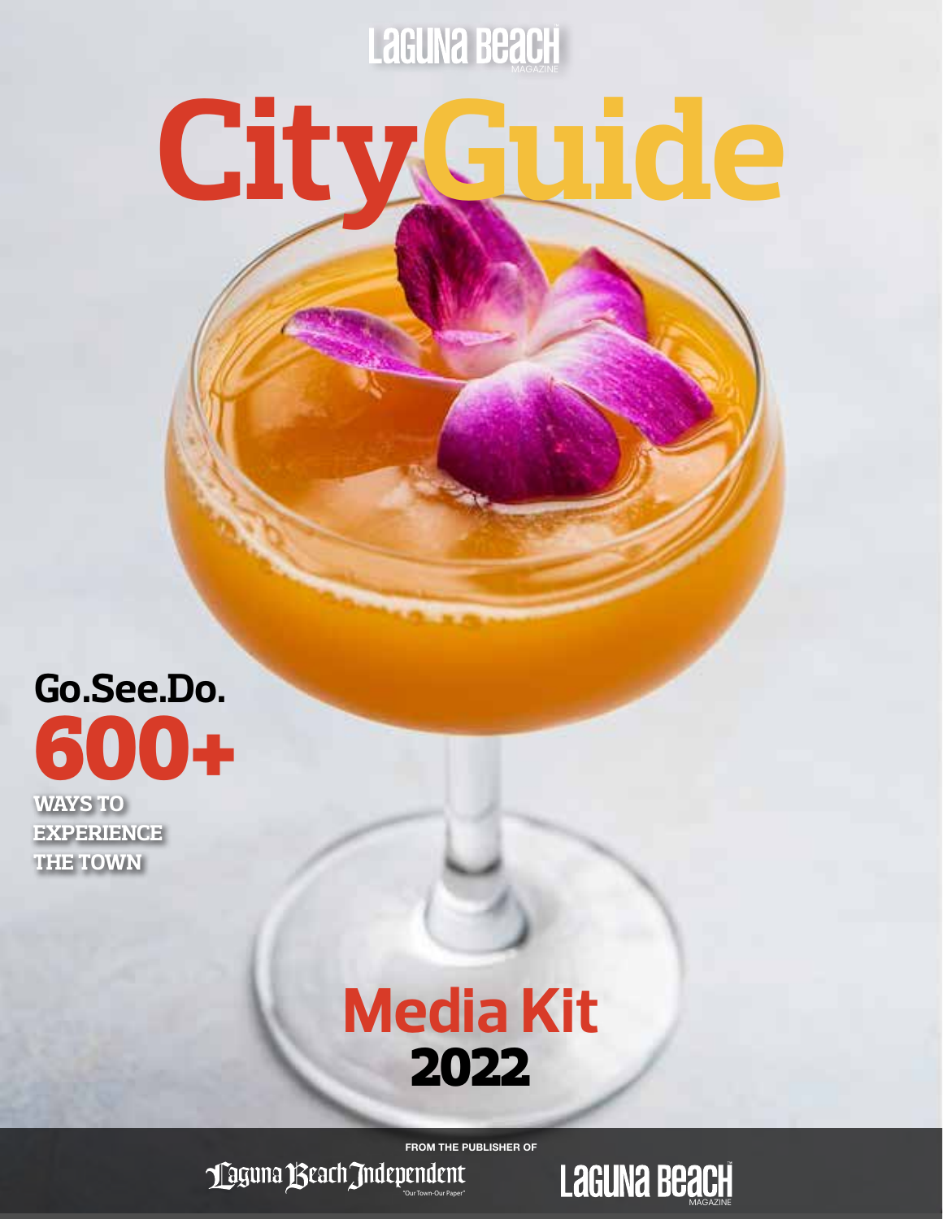LAGUNA BEACH MAGAZINE

# CityGuide

## Go.See.Do.

## 600+

**WAYS TO EXPERIENCE THE TOWN**

# Media Kit 2022

FROM THE PUBLISHER OF

Laguna Beach Independent "Our Town-Our Paper"

LAGUNA BEACH MAGAZINE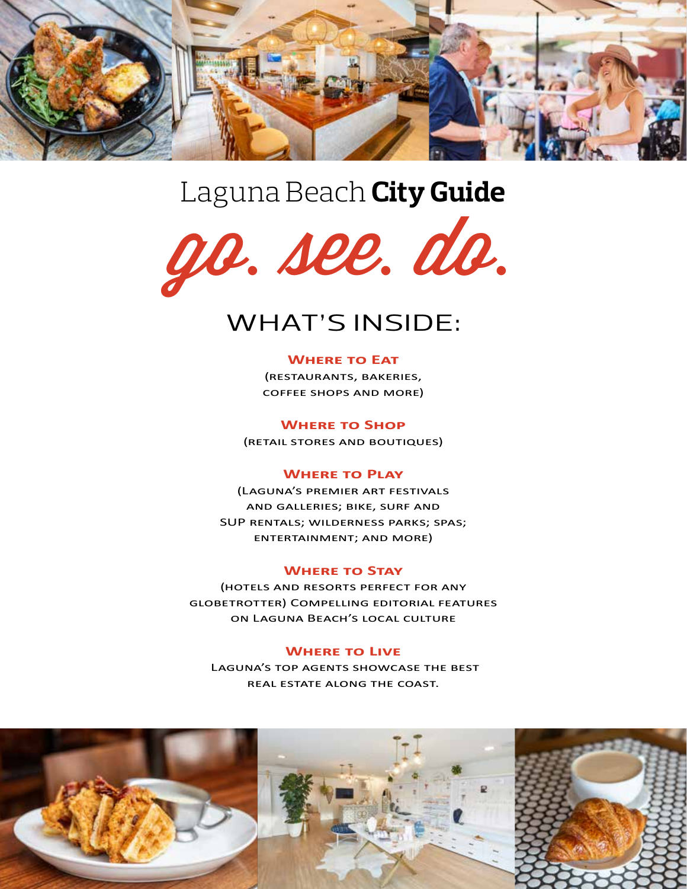# Laguna Beach **City Guide**

*go. see. do.*

## WHAT'S INSIDE:

### Where to Eat

(restaurants, bakeries, coffee shops and more)

### Where to Shop

(retail stores and boutiques)

### Where to Play

(Laguna's premier art festivals and galleries; bike, surf and SUP rentals; wilderness parks; spas; entertainment; and more)

### Where to Stay

(hotels and resorts perfect for any globetrotter) Compelling editorial features on Laguna Beach's local culture

### Where to Live

Laguna's top agents showcase the best real estate along the coast.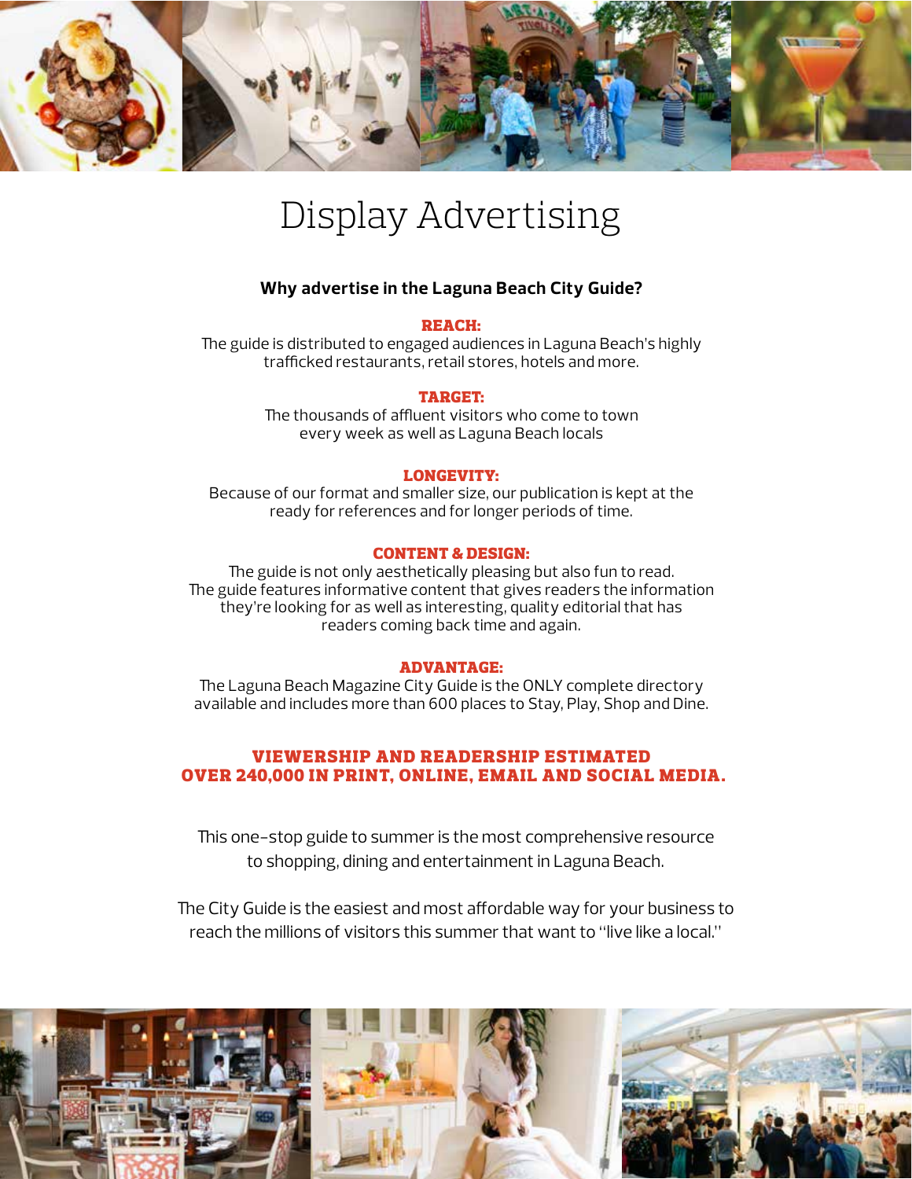# Display Advertising

**Why advertise in the Laguna Beach City Guide?**

**REACH:**
The guide is distributed to engaged audiences in Laguna Beach's highly trafficked restaurants, retail stores, hotels and more.

**TARGET:**
The thousands of affluent visitors who come to town every week as well as Laguna Beach locals

**LONGEVITY:**
Because of our format and smaller size, our publication is kept at the ready for references and for longer periods of time.

**CONTENT & DESIGN:**
The guide is not only aesthetically pleasing but also fun to read. The guide features informative content that gives readers the information they're looking for as well as interesting, quality editorial that has readers coming back time and again.

**ADVANTAGE:**
The Laguna Beach Magazine City Guide is the ONLY complete directory available and includes more than 600 places to Stay, Play, Shop and Dine.

**VIEWERSHIP AND READERSHIP ESTIMATED OVER 240,000 IN PRINT, ONLINE, EMAIL AND SOCIAL MEDIA.**

This one-stop guide to summer is the most comprehensive resource to shopping, dining and entertainment in Laguna Beach.

The City Guide is the easiest and most affordable way for your business to reach the millions of visitors this summer that want to "live like a local."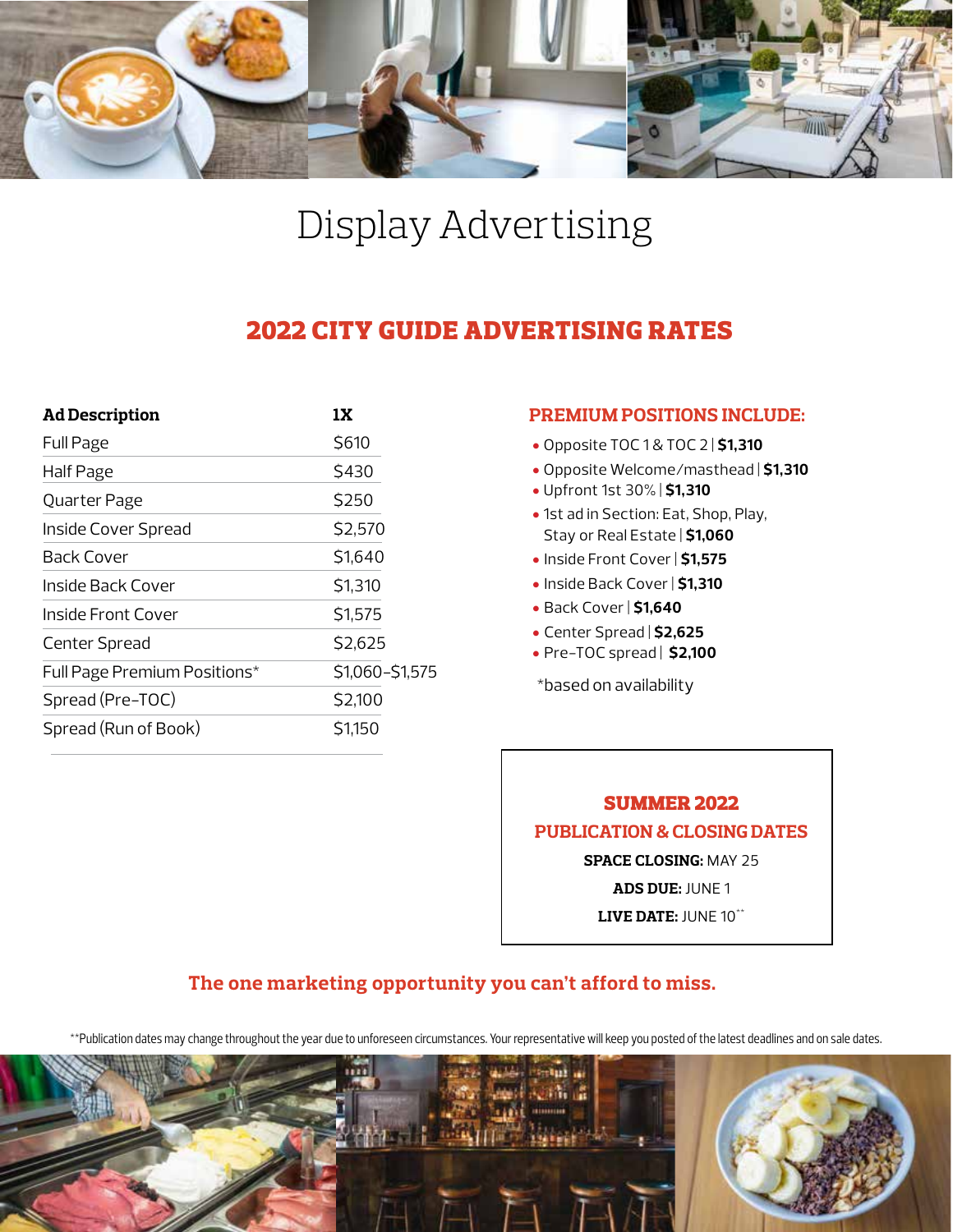# Display Advertising

## 2022 CITY GUIDE ADVERTISING RATES

| Ad Description | 1X |
|---|---|
| Full Page | $610 |
| Half Page | $430 |
| Quarter Page | $250 |
| Inside Cover Spread | $2,570 |
| Back Cover | $1,640 |
| Inside Back Cover | $1,310 |
| Inside Front Cover | $1,575 |
| Center Spread | $2,625 |
| Full Page Premium Positions* | $1,060–$1,575 |
| Spread (Pre-TOC) | $2,100 |
| Spread (Run of Book) | $1,150 |

### PREMIUM POSITIONS INCLUDE:

- Opposite TOC 1 & TOC 2 | **$1,310**
- Opposite Welcome/masthead | **$1,310**
- Upfront 1st 30% | **$1,310**
- 1st ad in Section: Eat, Shop, Play, Stay or Real Estate | **$1,060**
- Inside Front Cover | **$1,575**
- Inside Back Cover | **$1,310**
- Back Cover | **$1,640**
- Center Spread | **$2,625**
- Pre-TOC spread | **$2,100**

*based on availability

### SUMMER 2022

### PUBLICATION & CLOSING DATES

**SPACE CLOSING:** MAY 25

**ADS DUE:** JUNE 1

**LIVE DATE:** JUNE 10**

**The one marketing opportunity you can't afford to miss.**

**Publication dates may change throughout the year due to unforeseen circumstances. Your representative will keep you posted of the latest deadlines and on sale dates.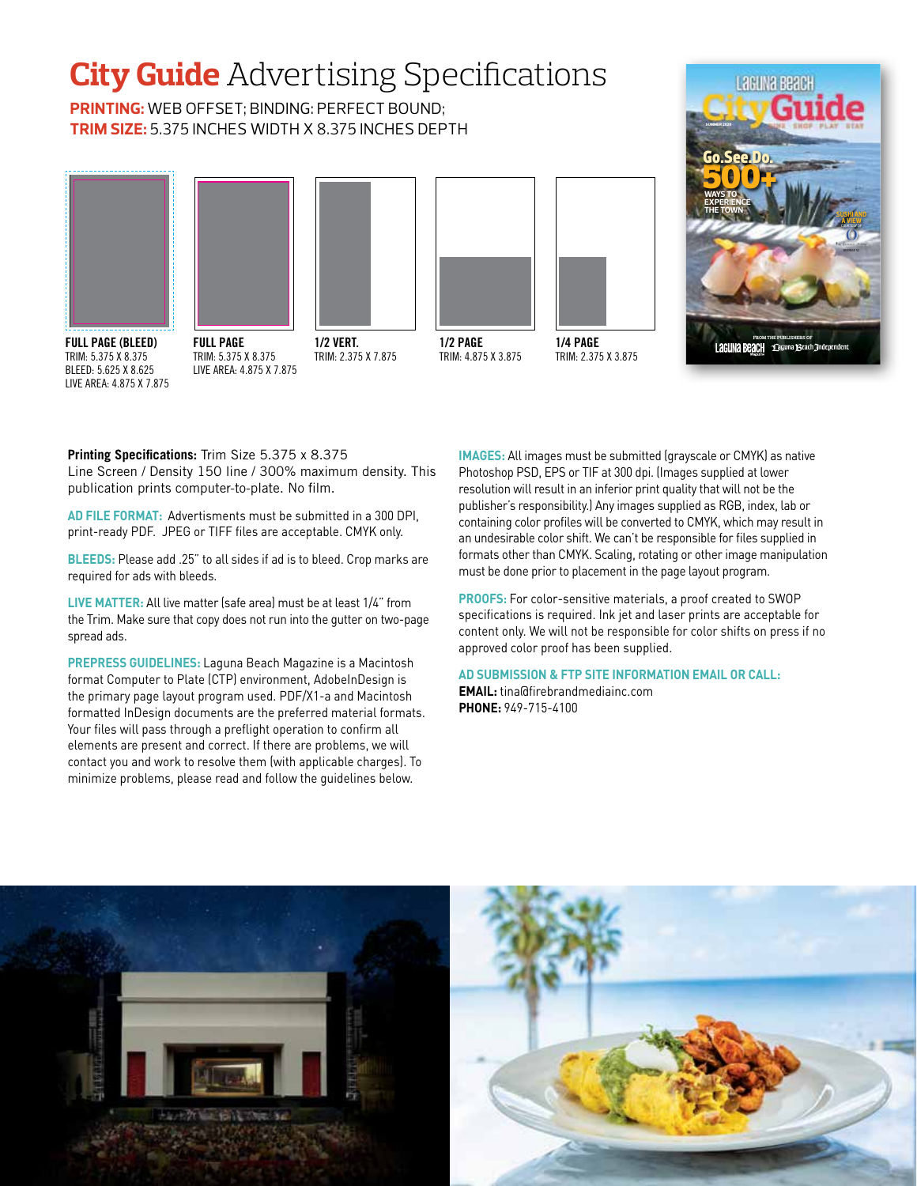# City Guide Advertising Specifications

**PRINTING:** WEB OFFSET; BINDING: PERFECT BOUND;
**TRIM SIZE:** 5.375 INCHES WIDTH X 8.375 INCHES DEPTH

**FULL PAGE (BLEED)**
TRIM: 5.375 X 8.375
BLEED: 5.625 X 8.625
LIVE AREA: 4.875 X 7.875

**FULL PAGE**
TRIM: 5.375 X 8.375
LIVE AREA: 4.875 X 7.875

**1/2 VERT.**
TRIM: 2.375 X 7.875

**1/2 PAGE**
TRIM: 4.875 X 3.875

**1/4 PAGE**
TRIM: 2.375 X 3.875

**Printing Specifications:** Trim Size 5.375 x 8.375
Line Screen / Density 150 line / 300% maximum density. This publication prints computer-to-plate. No film.

**AD FILE FORMAT:** Advertisments must be submitted in a 300 DPI, print-ready PDF. JPEG or TIFF files are acceptable. CMYK only.

**BLEEDS:** Please add .25" to all sides if ad is to bleed. Crop marks are required for ads with bleeds.

**LIVE MATTER:** All live matter (safe area) must be at least 1/4" from the Trim. Make sure that copy does not run into the gutter on two-page spread ads.

**PREPRESS GUIDELINES:** Laguna Beach Magazine is a Macintosh format Computer to Plate (CTP) environment, AdobeInDesign is the primary page layout program used. PDF/X1-a and Macintosh formatted InDesign documents are the preferred material formats. Your files will pass through a preflight operation to confirm all elements are present and correct. If there are problems, we will contact you and work to resolve them (with applicable charges). To minimize problems, please read and follow the guidelines below.

**IMAGES:** All images must be submitted (grayscale or CMYK) as native Photoshop PSD, EPS or TIF at 300 dpi. (Images supplied at lower resolution will result in an inferior print quality that will not be the publisher's responsibility.) Any images supplied as RGB, index, lab or containing color profiles will be converted to CMYK, which may result in an undesirable color shift. We can't be responsible for files supplied in formats other than CMYK. Scaling, rotating or other image manipulation must be done prior to placement in the page layout program.

**PROOFS:** For color-sensitive materials, a proof created to SWOP specifications is required. Ink jet and laser prints are acceptable for content only. We will not be responsible for color shifts on press if no approved color proof has been supplied.

**AD SUBMISSION & FTP SITE INFORMATION EMAIL OR CALL:**
**EMAIL:** tina@firebrandmediainc.com
**PHONE:** 949-715-4100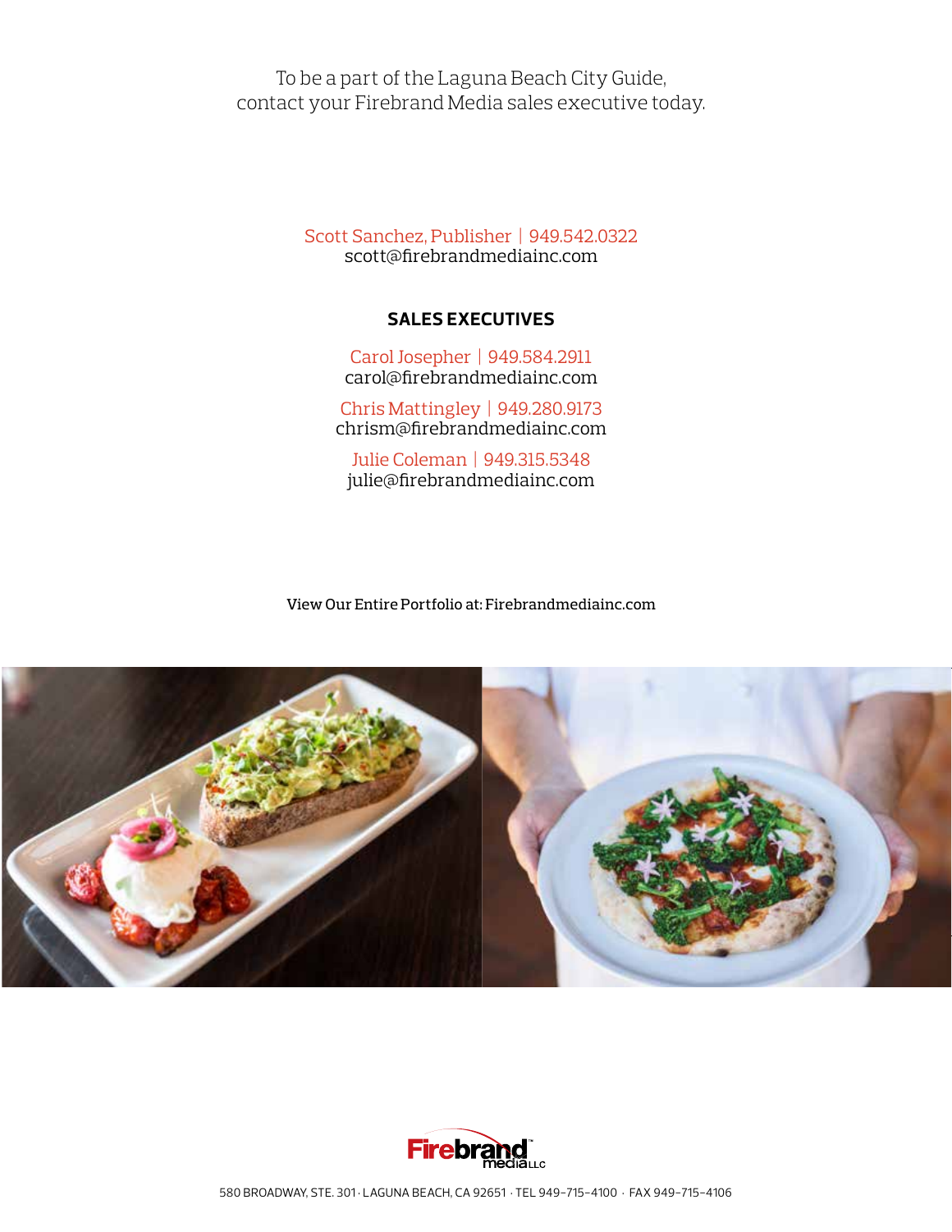To be a part of the Laguna Beach City Guide,
contact your Firebrand Media sales executive today.

Scott Sanchez, Publisher | 949.542.0322
scott@firebrandmediainc.com

**SALES EXECUTIVES**

Carol Josepher | 949.584.2911
carol@firebrandmediainc.com

Chris Mattingley | 949.280.9173
chrism@firebrandmediainc.com

Julie Coleman | 949.315.5348
julie@firebrandmediainc.com

View Our Entire Portfolio at: Firebrandmediainc.com

Firebrand media LLC

580 BROADWAY, STE. 301 · LAGUNA BEACH, CA 92651 · TEL 949-715-4100 · FAX 949-715-4106